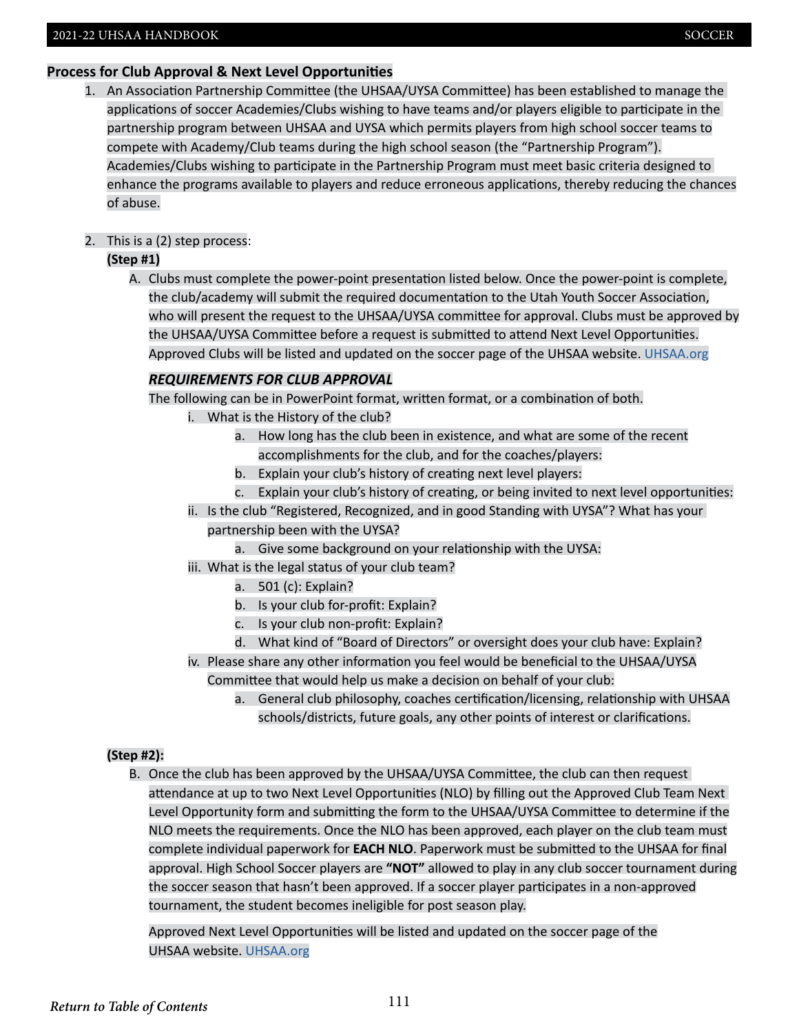## Process for Club Approval & Next Level Opportunities

1. An Association Partnership Committee (the UHSAA/UYSA Committee) has been established to manage the applications of soccer Academies/Clubs wishing to have teams and/or players eligible to participate in the partnership program between UHSAA and UYSA which permits players from high school soccer teams to compete with Academy/Club teams during the high school season (the "Partnership Program"). Academies/Clubs wishing to participate in the Partnership Program must meet basic criteria designed to enhance the programs available to players and reduce erroneous applications, thereby reducing the chances of abuse.

2. This is a (2) step process:

   **(Step #1)**

   A. Clubs must complete the power-point presentation listed below. Once the power-point is complete, the club/academy will submit the required documentation to the Utah Youth Soccer Association, who will present the request to the UHSAA/UYSA committee for approval. Clubs must be approved by the UHSAA/UYSA Committee before a request is submitted to attend Next Level Opportunities. Approved Clubs will be listed and updated on the soccer page of the UHSAA website. UHSAA.org

   ***REQUIREMENTS FOR CLUB APPROVAL***

   The following can be in PowerPoint format, written format, or a combination of both.

   i. What is the History of the club?
      a. How long has the club been in existence, and what are some of the recent accomplishments for the club, and for the coaches/players:
      b. Explain your club's history of creating next level players:
      c. Explain your club's history of creating, or being invited to next level opportunities:

   ii. Is the club "Registered, Recognized, and in good Standing with UYSA"? What has your partnership been with the UYSA?
      a. Give some background on your relationship with the UYSA:

   iii. What is the legal status of your club team?
      a. 501 (c): Explain?
      b. Is your club for-profit: Explain?
      c. Is your club non-profit: Explain?
      d. What kind of "Board of Directors" or oversight does your club have: Explain?

   iv. Please share any other information you feel would be beneficial to the UHSAA/UYSA Committee that would help us make a decision on behalf of your club:
      a. General club philosophy, coaches certification/licensing, relationship with UHSAA schools/districts, future goals, any other points of interest or clarifications.

   **(Step #2):**

   B. Once the club has been approved by the UHSAA/UYSA Committee, the club can then request attendance at up to two Next Level Opportunities (NLO) by filling out the Approved Club Team Next Level Opportunity form and submitting the form to the UHSAA/UYSA Committee to determine if the NLO meets the requirements. Once the NLO has been approved, each player on the club team must complete individual paperwork for **EACH NLO**. Paperwork must be submitted to the UHSAA for final approval. High School Soccer players are **"NOT"** allowed to play in any club soccer tournament during the soccer season that hasn't been approved. If a soccer player participates in a non-approved tournament, the student becomes ineligible for post season play.

   Approved Next Level Opportunities will be listed and updated on the soccer page of the UHSAA website. UHSAA.org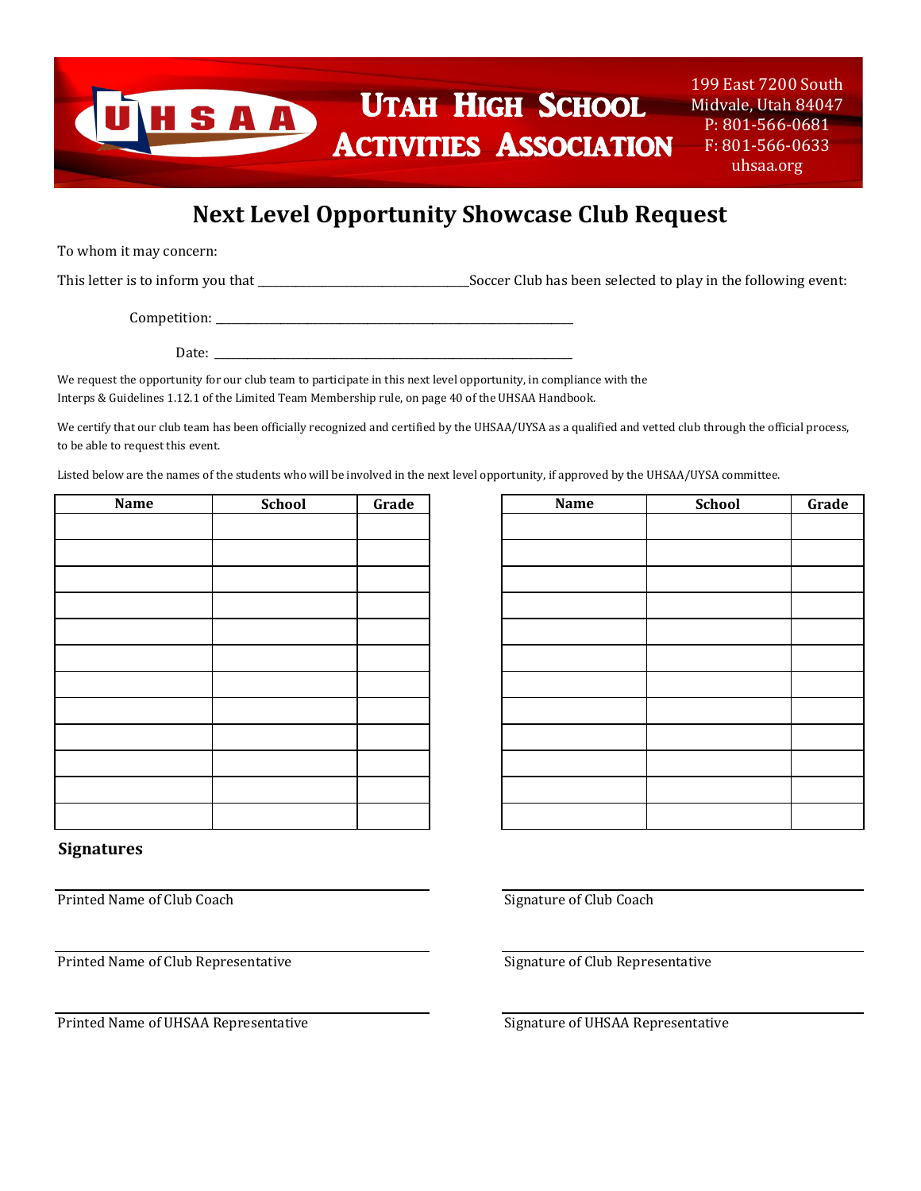Utah High School Activities Association

199 East 7200 South
Midvale, Utah 84047
P: 801-566-0681
F: 801-566-0633
uhsaa.org

# Next Level Opportunity Showcase Club Request

To whom it may concern:

This letter is to inform you that ____________________________Soccer Club has been selected to play in the following event:

Competition: ______________________________________________________

Date: ______________________________________________________

We request the opportunity for our club team to participate in this next level opportunity, in compliance with the Interps & Guidelines 1.12.1 of the Limited Team Membership rule, on page 40 of the UHSAA Handbook.

We certify that our club team has been officially recognized and certified by the UHSAA/UYSA as a qualified and vetted club through the official process, to be able to request this event.

Listed below are the names of the students who will be involved in the next level opportunity, if approved by the UHSAA/UYSA committee.

| Name | School | Grade |
|---|---|---|
| | | |
| | | |
| | | |
| | | |
| | | |
| | | |
| | | |
| | | |
| | | |
| | | |
| | | |
| | | |

| Name | School | Grade |
|---|---|---|
| | | |
| | | |
| | | |
| | | |
| | | |
| | | |
| | | |
| | | |
| | | |
| | | |
| | | |
| | | |

## Signatures

______________________________
Printed Name of Club Coach

______________________________
Signature of Club Coach

______________________________
Printed Name of Club Representative

______________________________
Signature of Club Representative

______________________________
Printed Name of UHSAA Representative

______________________________
Signature of UHSAA Representative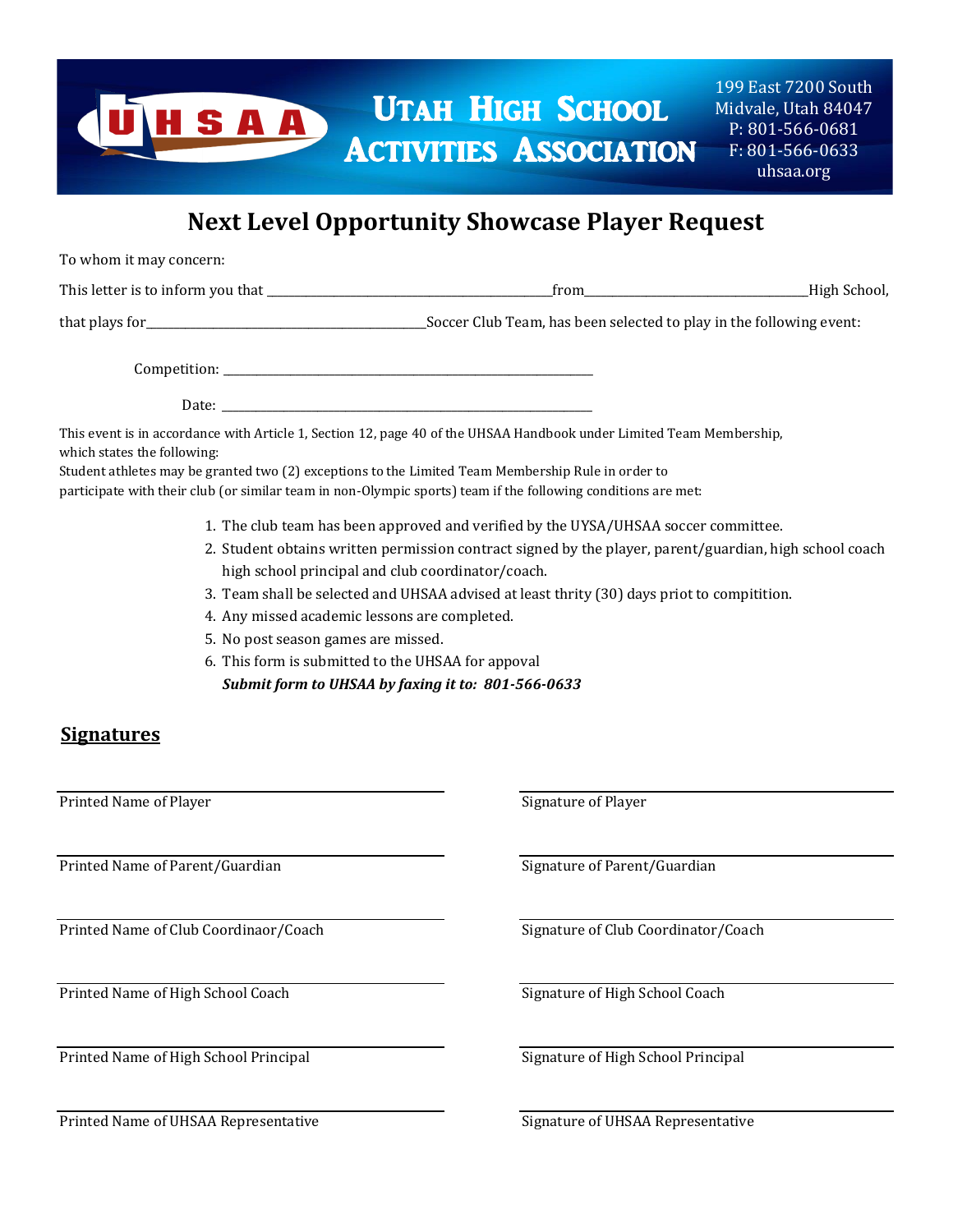**UHSAA**

**Utah High School Activities Association**

199 East 7200 South
Midvale, Utah 84047
P: 801-566-0681
F: 801-566-0633
uhsaa.org

# Next Level Opportunity Showcase Player Request

To whom it may concern:

This letter is to inform you that _______________________________________from_______________________________High School,

that plays for______________________________________Soccer Club Team, has been selected to play in the following event:

Competition: ___________________________________________________

Date: ___________________________________________________

This event is in accordance with Article 1, Section 12, page 40 of the UHSAA Handbook under Limited Team Membership, which states the following:
Student athletes may be granted two (2) exceptions to the Limited Team Membership Rule in order to participate with their club (or similar team in non-Olympic sports) team if the following conditions are met:

1. The club team has been approved and verified by the UYSA/UHSAA soccer committee.
2. Student obtains written permission contract signed by the player, parent/guardian, high school coach high school principal and club coordinator/coach.
3. Team shall be selected and UHSAA advised at least thrity (30) days priot to compitition.
4. Any missed academic lessons are completed.
5. No post season games are missed.
6. This form is submitted to the UHSAA for appoval
   ***Submit form to UHSAA by faxing it to: 801-566-0633***

## Signatures

| | |
|---|---|
| Printed Name of Player | Signature of Player |
| Printed Name of Parent/Guardian | Signature of Parent/Guardian |
| Printed Name of Club Coordinaor/Coach | Signature of Club Coordinator/Coach |
| Printed Name of High School Coach | Signature of High School Coach |
| Printed Name of High School Principal | Signature of High School Principal |
| Printed Name of UHSAA Representative | Signature of UHSAA Representative |